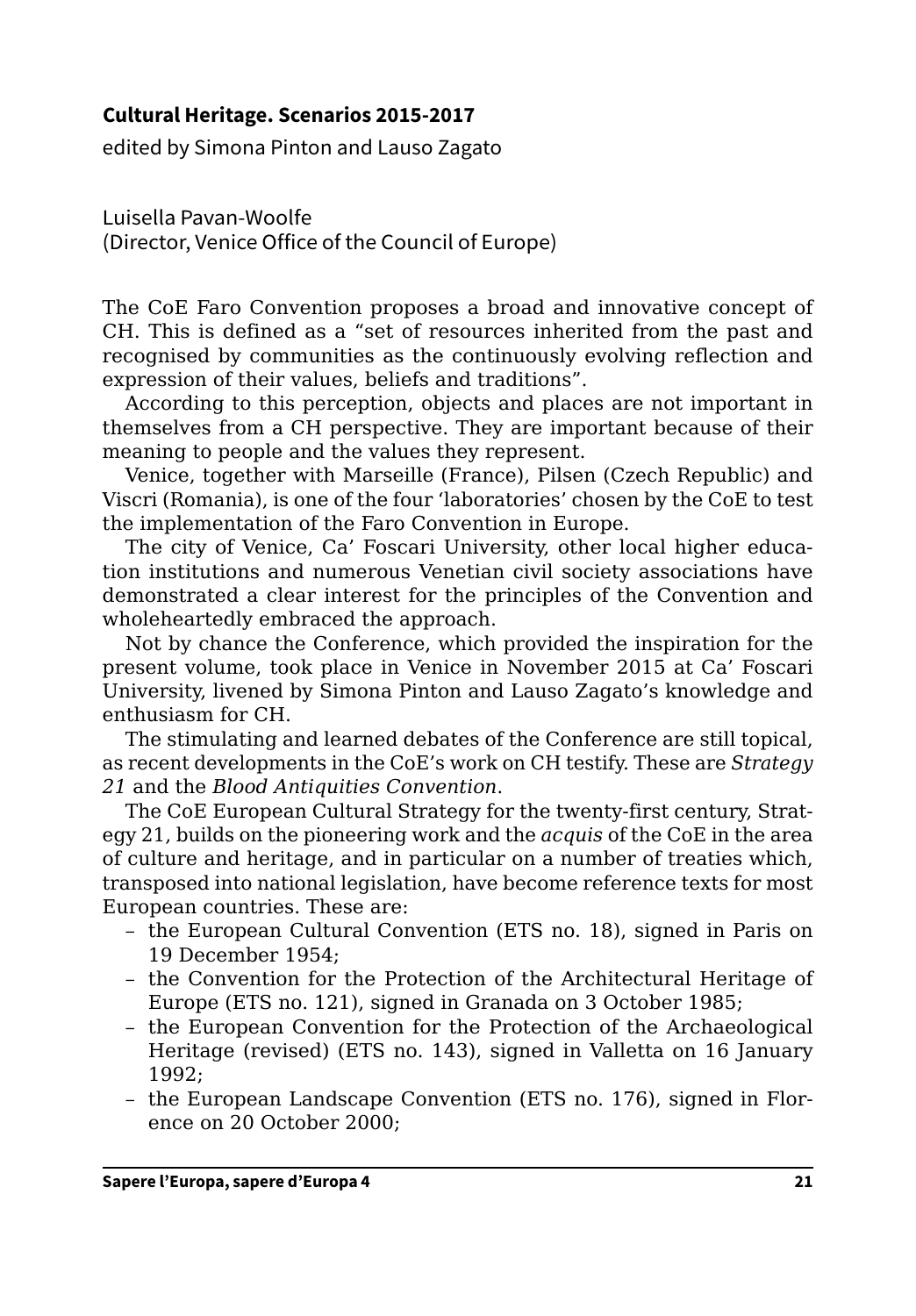**Cultural Heritage. Scenarios 2015-2017**

edited by Simona Pinton and Lauso Zagato

Luisella Pavan-Woolfe
(Director, Venice Office of the Council of Europe)

The CoE Faro Convention proposes a broad and innovative concept of CH. This is defined as a "set of resources inherited from the past and recognised by communities as the continuously evolving reflection and expression of their values, beliefs and traditions".

According to this perception, objects and places are not important in themselves from a CH perspective. They are important because of their meaning to people and the values they represent.

Venice, together with Marseille (France), Pilsen (Czech Republic) and Viscri (Romania), is one of the four 'laboratories' chosen by the CoE to test the implementation of the Faro Convention in Europe.

The city of Venice, Ca' Foscari University, other local higher education institutions and numerous Venetian civil society associations have demonstrated a clear interest for the principles of the Convention and wholeheartedly embraced the approach.

Not by chance the Conference, which provided the inspiration for the present volume, took place in Venice in November 2015 at Ca' Foscari University, livened by Simona Pinton and Lauso Zagato's knowledge and enthusiasm for CH.

The stimulating and learned debates of the Conference are still topical, as recent developments in the CoE's work on CH testify. These are *Strategy 21* and the *Blood Antiquities Convention*.

The CoE European Cultural Strategy for the twenty-first century, Strategy 21, builds on the pioneering work and the *acquis* of the CoE in the area of culture and heritage, and in particular on a number of treaties which, transposed into national legislation, have become reference texts for most European countries. These are:

- the European Cultural Convention (ETS no. 18), signed in Paris on 19 December 1954;
- the Convention for the Protection of the Architectural Heritage of Europe (ETS no. 121), signed in Granada on 3 October 1985;
- the European Convention for the Protection of the Archaeological Heritage (revised) (ETS no. 143), signed in Valletta on 16 January 1992;
- the European Landscape Convention (ETS no. 176), signed in Florence on 20 October 2000;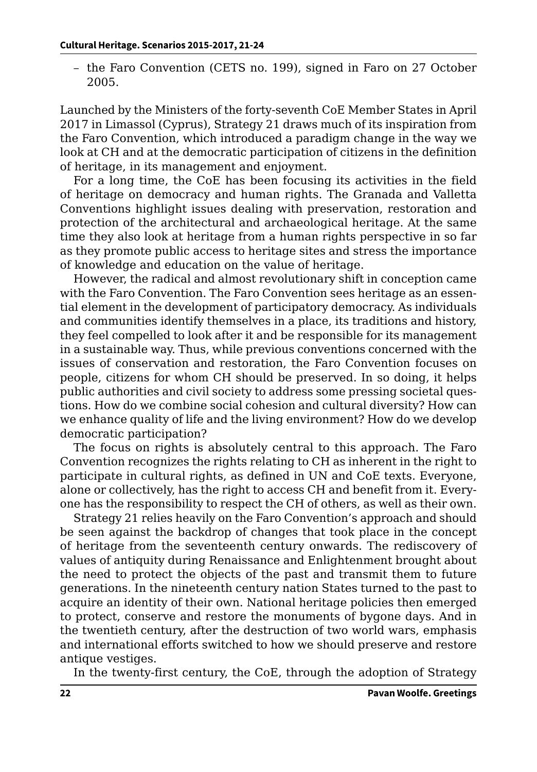– the Faro Convention (CETS no. 199), signed in Faro on 27 October 2005.

Launched by the Ministers of the forty-seventh CoE Member States in April 2017 in Limassol (Cyprus), Strategy 21 draws much of its inspiration from the Faro Convention, which introduced a paradigm change in the way we look at CH and at the democratic participation of citizens in the definition of heritage, in its management and enjoyment.

For a long time, the CoE has been focusing its activities in the field of heritage on democracy and human rights. The Granada and Valletta Conventions highlight issues dealing with preservation, restoration and protection of the architectural and archaeological heritage. At the same time they also look at heritage from a human rights perspective in so far as they promote public access to heritage sites and stress the importance of knowledge and education on the value of heritage.

However, the radical and almost revolutionary shift in conception came with the Faro Convention. The Faro Convention sees heritage as an essential element in the development of participatory democracy. As individuals and communities identify themselves in a place, its traditions and history, they feel compelled to look after it and be responsible for its management in a sustainable way. Thus, while previous conventions concerned with the issues of conservation and restoration, the Faro Convention focuses on people, citizens for whom CH should be preserved. In so doing, it helps public authorities and civil society to address some pressing societal questions. How do we combine social cohesion and cultural diversity? How can we enhance quality of life and the living environment? How do we develop democratic participation?

The focus on rights is absolutely central to this approach. The Faro Convention recognizes the rights relating to CH as inherent in the right to participate in cultural rights, as defined in UN and CoE texts. Everyone, alone or collectively, has the right to access CH and benefit from it. Everyone has the responsibility to respect the CH of others, as well as their own.

Strategy 21 relies heavily on the Faro Convention's approach and should be seen against the backdrop of changes that took place in the concept of heritage from the seventeenth century onwards. The rediscovery of values of antiquity during Renaissance and Enlightenment brought about the need to protect the objects of the past and transmit them to future generations. In the nineteenth century nation States turned to the past to acquire an identity of their own. National heritage policies then emerged to protect, conserve and restore the monuments of bygone days. And in the twentieth century, after the destruction of two world wars, emphasis and international efforts switched to how we should preserve and restore antique vestiges.

In the twenty-first century, the CoE, through the adoption of Strategy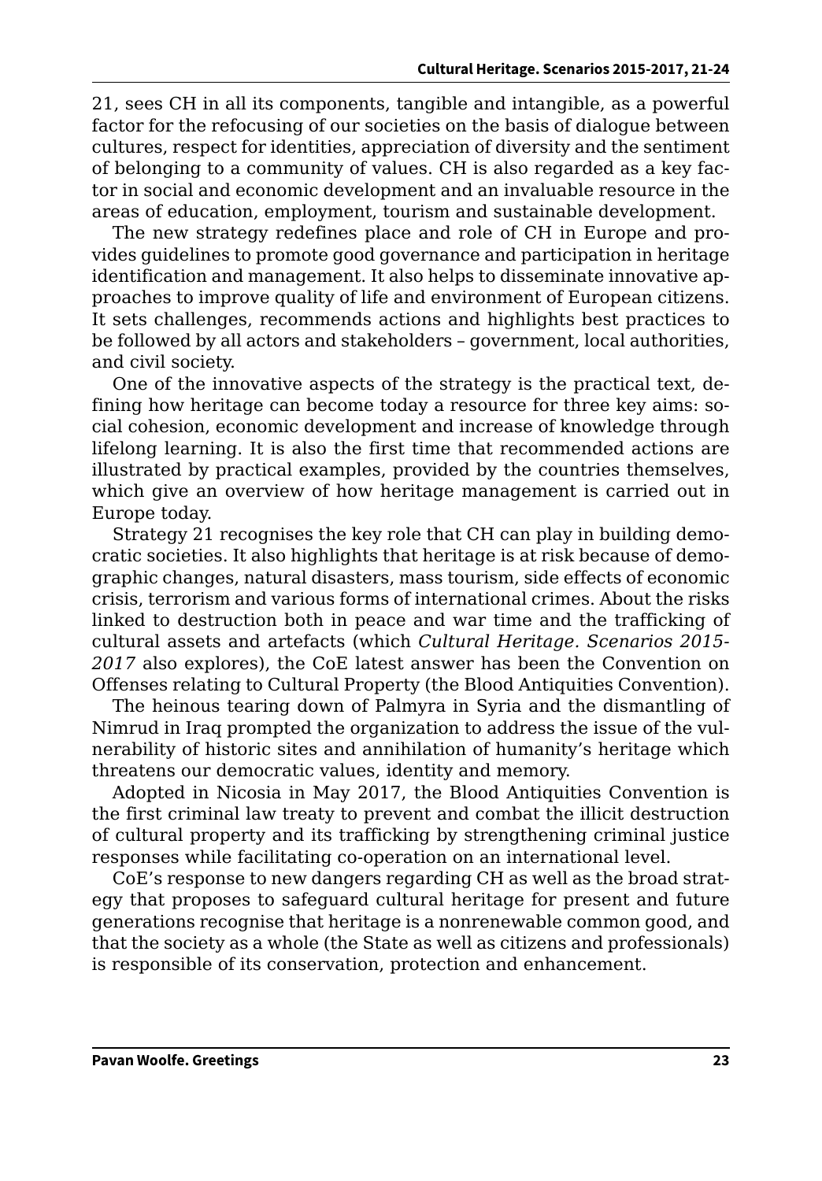21, sees CH in all its components, tangible and intangible, as a powerful factor for the refocusing of our societies on the basis of dialogue between cultures, respect for identities, appreciation of diversity and the sentiment of belonging to a community of values. CH is also regarded as a key factor in social and economic development and an invaluable resource in the areas of education, employment, tourism and sustainable development.

The new strategy redefines place and role of CH in Europe and provides guidelines to promote good governance and participation in heritage identification and management. It also helps to disseminate innovative approaches to improve quality of life and environment of European citizens. It sets challenges, recommends actions and highlights best practices to be followed by all actors and stakeholders – government, local authorities, and civil society.

One of the innovative aspects of the strategy is the practical text, defining how heritage can become today a resource for three key aims: social cohesion, economic development and increase of knowledge through lifelong learning. It is also the first time that recommended actions are illustrated by practical examples, provided by the countries themselves, which give an overview of how heritage management is carried out in Europe today.

Strategy 21 recognises the key role that CH can play in building democratic societies. It also highlights that heritage is at risk because of demographic changes, natural disasters, mass tourism, side effects of economic crisis, terrorism and various forms of international crimes. About the risks linked to destruction both in peace and war time and the trafficking of cultural assets and artefacts (which *Cultural Heritage. Scenarios 2015-2017* also explores), the CoE latest answer has been the Convention on Offenses relating to Cultural Property (the Blood Antiquities Convention).

The heinous tearing down of Palmyra in Syria and the dismantling of Nimrud in Iraq prompted the organization to address the issue of the vulnerability of historic sites and annihilation of humanity's heritage which threatens our democratic values, identity and memory.

Adopted in Nicosia in May 2017, the Blood Antiquities Convention is the first criminal law treaty to prevent and combat the illicit destruction of cultural property and its trafficking by strengthening criminal justice responses while facilitating co-operation on an international level.

CoE's response to new dangers regarding CH as well as the broad strategy that proposes to safeguard cultural heritage for present and future generations recognise that heritage is a nonrenewable common good, and that the society as a whole (the State as well as citizens and professionals) is responsible of its conservation, protection and enhancement.